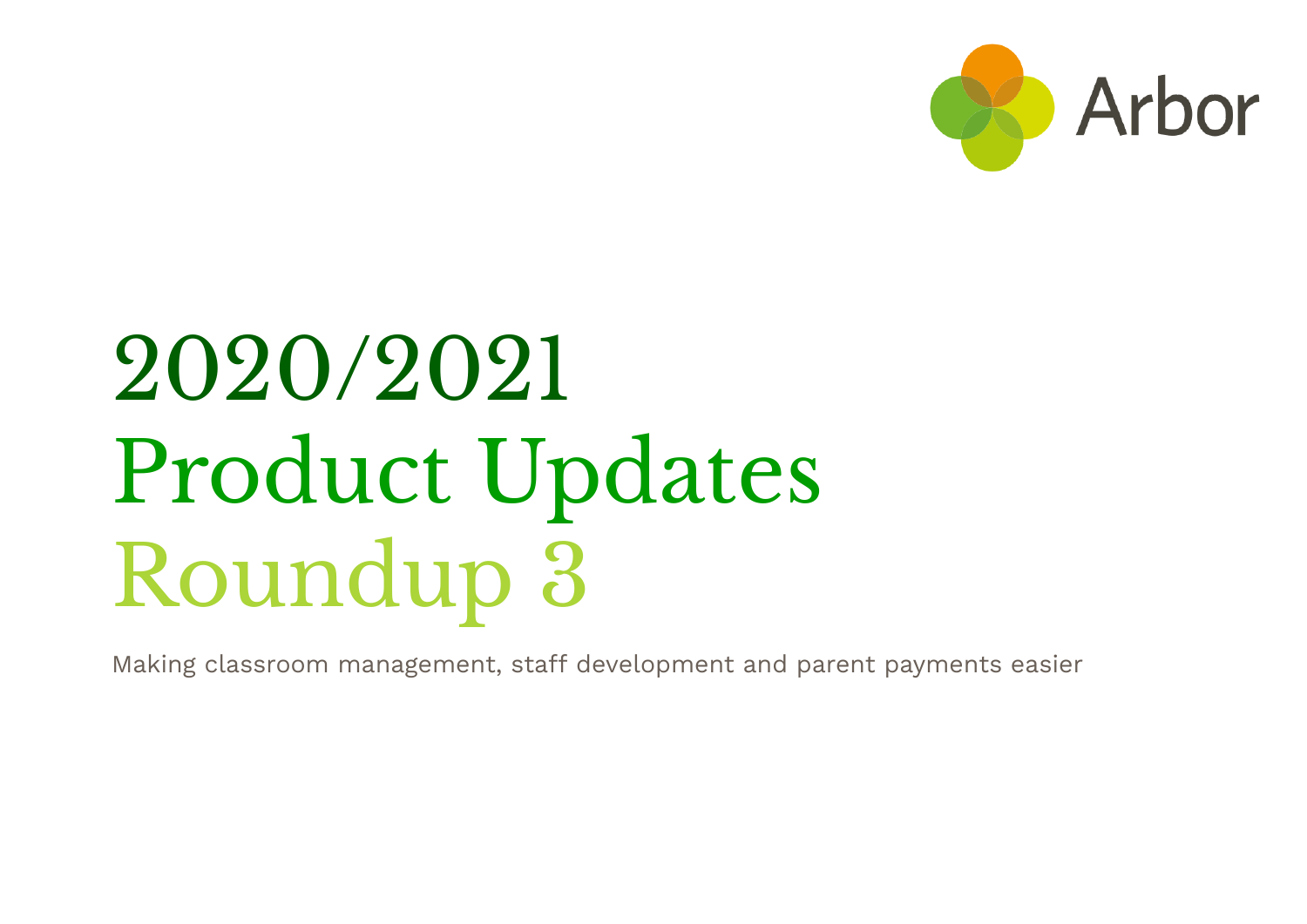Arbor

# 2020/2021 Product Updates Roundup 3

Making classroom management, staff development and parent payments easier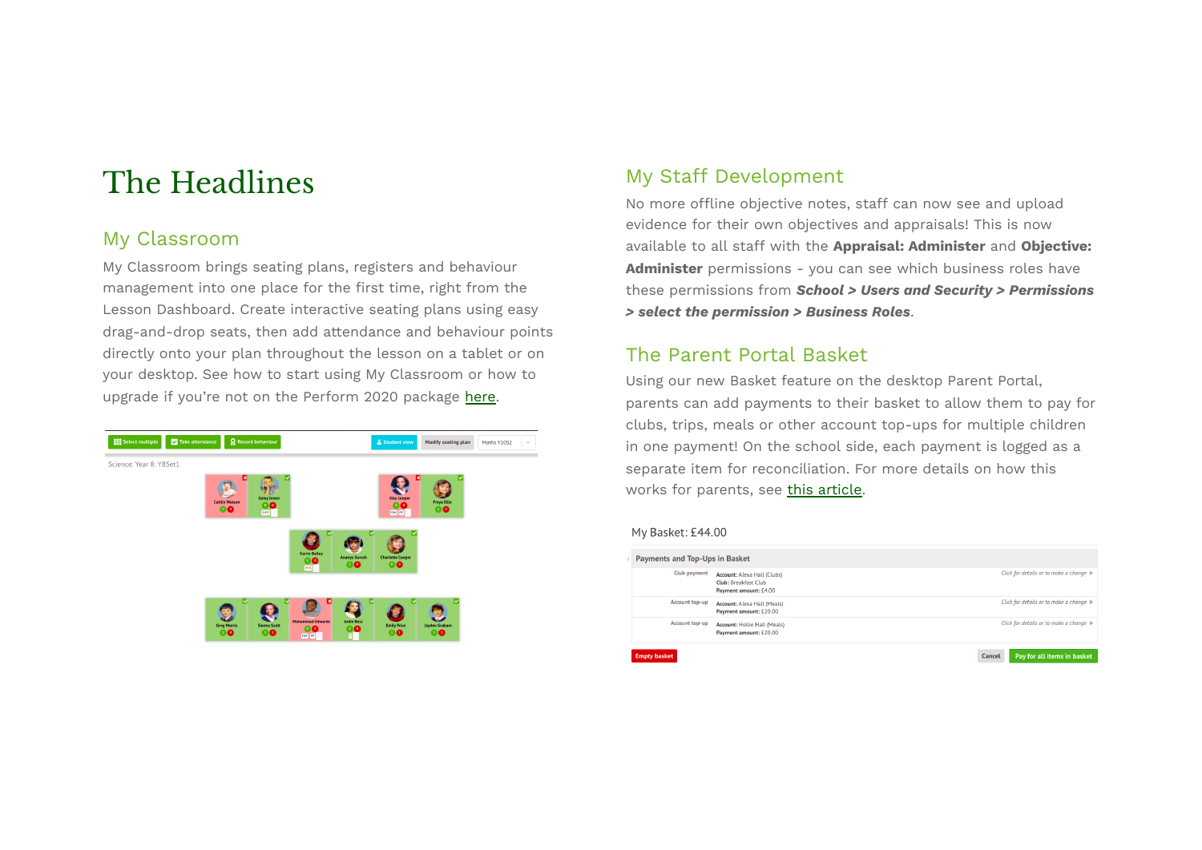# The Headlines

## My Classroom

My Classroom brings seating plans, registers and behaviour management into one place for the first time, right from the Lesson Dashboard. Create interactive seating plans using easy drag-and-drop seats, then add attendance and behaviour points directly onto your plan throughout the lesson on a tablet or on your desktop. See how to start using My Classroom or how to upgrade if you're not on the Perform 2020 package here.

## My Staff Development

No more offline objective notes, staff can now see and upload evidence for their own objectives and appraisals! This is now available to all staff with the **Appraisal: Administer** and **Objective: Administer** permissions - you can see which business roles have these permissions from ***School > Users and Security > Permissions > select the permission > Business Roles***.

## The Parent Portal Basket

Using our new Basket feature on the desktop Parent Portal, parents can add payments to their basket to allow them to pay for clubs, trips, meals or other account top-ups for multiple children in one payment! On the school side, each payment is logged as a separate item for reconciliation. For more details on how this works for parents, see this article.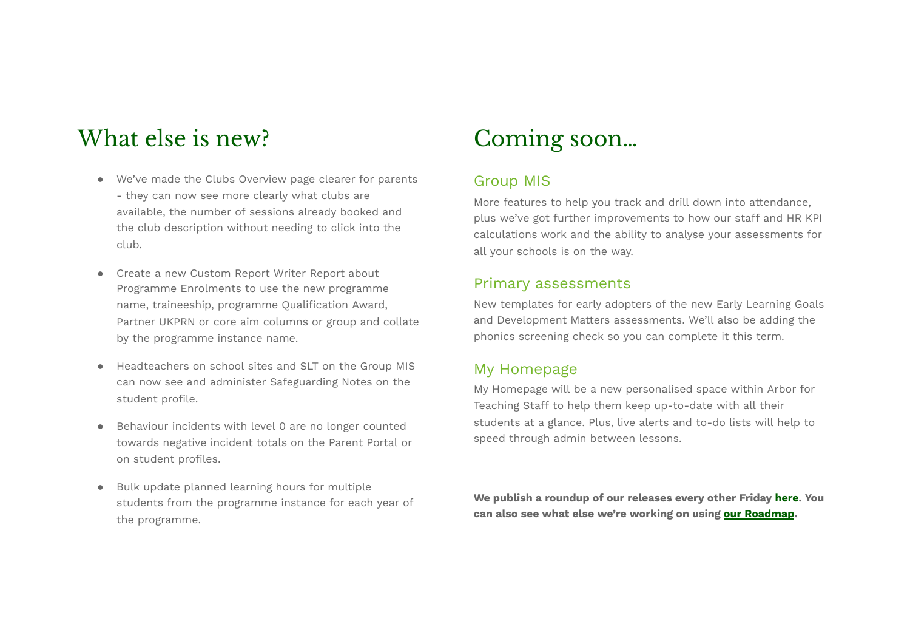## What else is new?

- We've made the Clubs Overview page clearer for parents - they can now see more clearly what clubs are available, the number of sessions already booked and the club description without needing to click into the club.
- Create a new Custom Report Writer Report about Programme Enrolments to use the new programme name, traineeship, programme Qualification Award, Partner UKPRN or core aim columns or group and collate by the programme instance name.
- Headteachers on school sites and SLT on the Group MIS can now see and administer Safeguarding Notes on the student profile.
- Behaviour incidents with level 0 are no longer counted towards negative incident totals on the Parent Portal or on student profiles.
- Bulk update planned learning hours for multiple students from the programme instance for each year of the programme.

## Coming soon...

### Group MIS

More features to help you track and drill down into attendance, plus we've got further improvements to how our staff and HR KPI calculations work and the ability to analyse your assessments for all your schools is on the way.

### Primary assessments

New templates for early adopters of the new Early Learning Goals and Development Matters assessments. We'll also be adding the phonics screening check so you can complete it this term.

### My Homepage

My Homepage will be a new personalised space within Arbor for Teaching Staff to help them keep up-to-date with all their students at a glance. Plus, live alerts and to-do lists will help to speed through admin between lessons.

**We publish a roundup of our releases every other Friday here. You can also see what else we're working on using our Roadmap.**